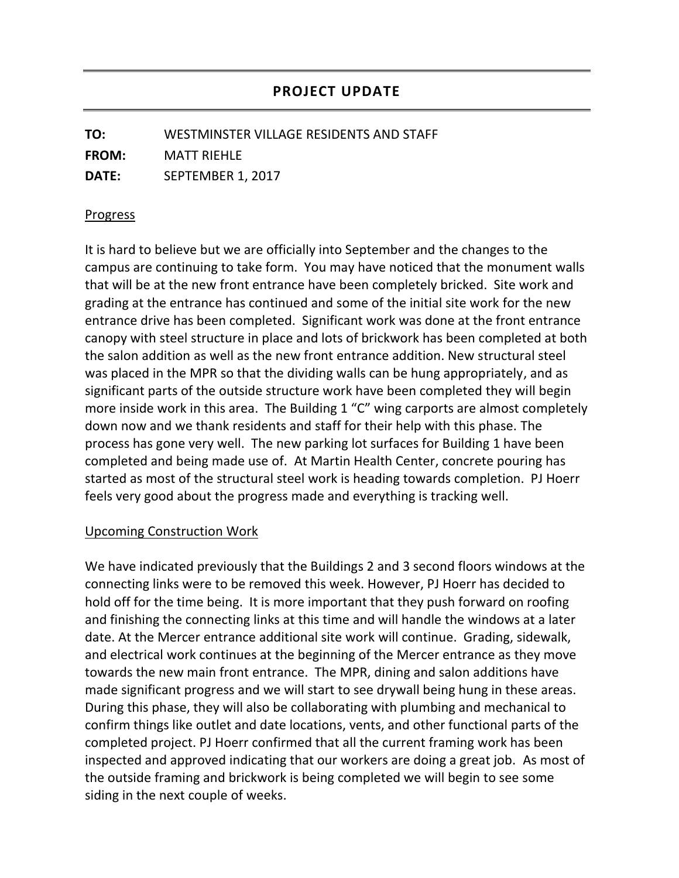# PROJECT UPDATE

**TO:** WESTMINSTER VILLAGE RESIDENTS AND STAFF

**FROM:** MATT RIEHLE

**DATE:** SEPTEMBER 1, 2017

## Progress

It is hard to believe but we are officially into September and the changes to the campus are continuing to take form. You may have noticed that the monument walls that will be at the new front entrance have been completely bricked. Site work and grading at the entrance has continued and some of the initial site work for the new entrance drive has been completed. Significant work was done at the front entrance canopy with steel structure in place and lots of brickwork has been completed at both the salon addition as well as the new front entrance addition. New structural steel was placed in the MPR so that the dividing walls can be hung appropriately, and as significant parts of the outside structure work have been completed they will begin more inside work in this area. The Building 1 "C" wing carports are almost completely down now and we thank residents and staff for their help with this phase. The process has gone very well. The new parking lot surfaces for Building 1 have been completed and being made use of. At Martin Health Center, concrete pouring has started as most of the structural steel work is heading towards completion. PJ Hoerr feels very good about the progress made and everything is tracking well.

## Upcoming Construction Work

We have indicated previously that the Buildings 2 and 3 second floors windows at the connecting links were to be removed this week. However, PJ Hoerr has decided to hold off for the time being. It is more important that they push forward on roofing and finishing the connecting links at this time and will handle the windows at a later date. At the Mercer entrance additional site work will continue. Grading, sidewalk, and electrical work continues at the beginning of the Mercer entrance as they move towards the new main front entrance. The MPR, dining and salon additions have made significant progress and we will start to see drywall being hung in these areas. During this phase, they will also be collaborating with plumbing and mechanical to confirm things like outlet and date locations, vents, and other functional parts of the completed project. PJ Hoerr confirmed that all the current framing work has been inspected and approved indicating that our workers are doing a great job. As most of the outside framing and brickwork is being completed we will begin to see some siding in the next couple of weeks.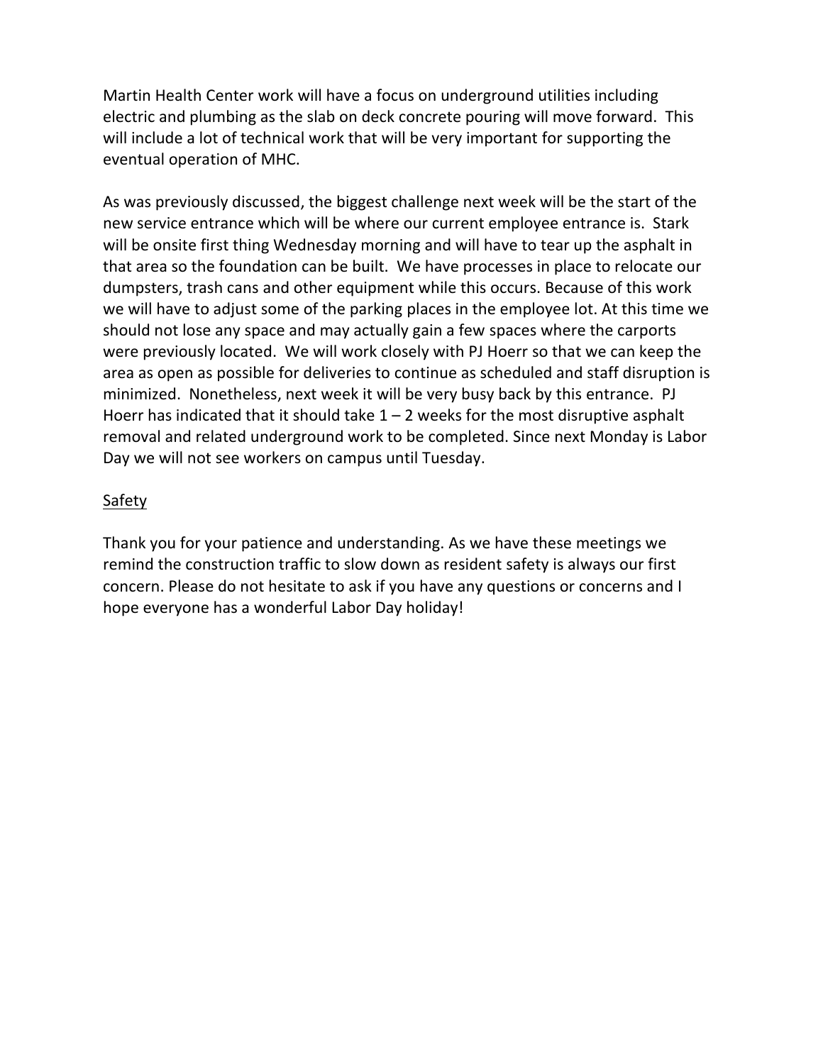Martin Health Center work will have a focus on underground utilities including electric and plumbing as the slab on deck concrete pouring will move forward. This will include a lot of technical work that will be very important for supporting the eventual operation of MHC.

As was previously discussed, the biggest challenge next week will be the start of the new service entrance which will be where our current employee entrance is. Stark will be onsite first thing Wednesday morning and will have to tear up the asphalt in that area so the foundation can be built. We have processes in place to relocate our dumpsters, trash cans and other equipment while this occurs. Because of this work we will have to adjust some of the parking places in the employee lot. At this time we should not lose any space and may actually gain a few spaces where the carports were previously located. We will work closely with PJ Hoerr so that we can keep the area as open as possible for deliveries to continue as scheduled and staff disruption is minimized. Nonetheless, next week it will be very busy back by this entrance. PJ Hoerr has indicated that it should take 1 – 2 weeks for the most disruptive asphalt removal and related underground work to be completed. Since next Monday is Labor Day we will not see workers on campus until Tuesday.

<u>Safety</u>

Thank you for your patience and understanding. As we have these meetings we remind the construction traffic to slow down as resident safety is always our first concern. Please do not hesitate to ask if you have any questions or concerns and I hope everyone has a wonderful Labor Day holiday!